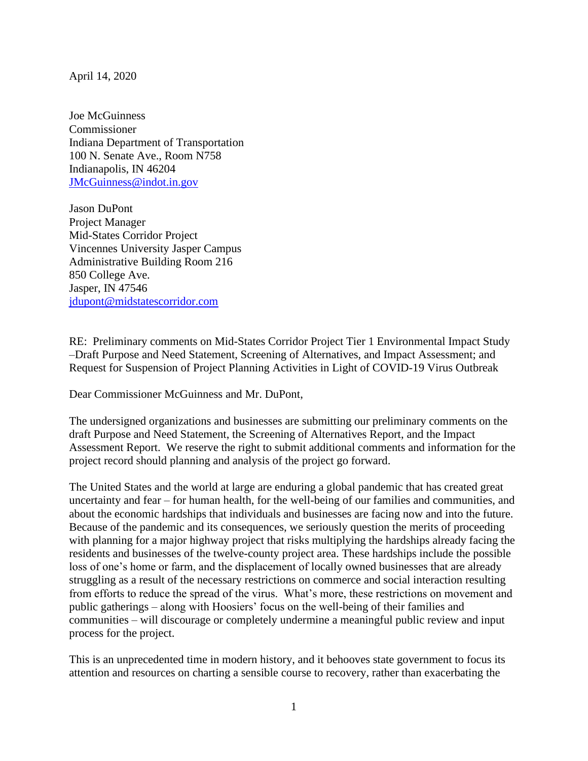April 14, 2020

Joe McGuinness  
Commissioner  
Indiana Department of Transportation  
100 N. Senate Ave., Room N758  
Indianapolis, IN 46204  
JMcGuinness@indot.in.gov

Jason DuPont  
Project Manager  
Mid-States Corridor Project  
Vincennes University Jasper Campus  
Administrative Building Room 216  
850 College Ave.  
Jasper, IN 47546  
jdupont@midstatescorridor.com

RE: Preliminary comments on Mid-States Corridor Project Tier 1 Environmental Impact Study –Draft Purpose and Need Statement, Screening of Alternatives, and Impact Assessment; and Request for Suspension of Project Planning Activities in Light of COVID-19 Virus Outbreak

Dear Commissioner McGuinness and Mr. DuPont,

The undersigned organizations and businesses are submitting our preliminary comments on the draft Purpose and Need Statement, the Screening of Alternatives Report, and the Impact Assessment Report. We reserve the right to submit additional comments and information for the project record should planning and analysis of the project go forward.

The United States and the world at large are enduring a global pandemic that has created great uncertainty and fear – for human health, for the well-being of our families and communities, and about the economic hardships that individuals and businesses are facing now and into the future. Because of the pandemic and its consequences, we seriously question the merits of proceeding with planning for a major highway project that risks multiplying the hardships already facing the residents and businesses of the twelve-county project area. These hardships include the possible loss of one's home or farm, and the displacement of locally owned businesses that are already struggling as a result of the necessary restrictions on commerce and social interaction resulting from efforts to reduce the spread of the virus. What's more, these restrictions on movement and public gatherings – along with Hoosiers' focus on the well-being of their families and communities – will discourage or completely undermine a meaningful public review and input process for the project.

This is an unprecedented time in modern history, and it behooves state government to focus its attention and resources on charting a sensible course to recovery, rather than exacerbating the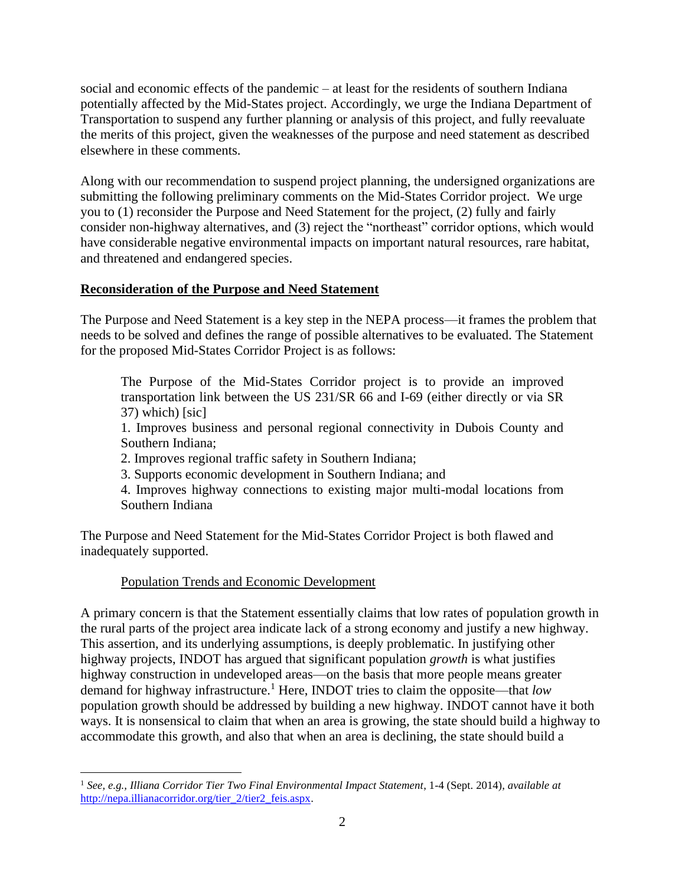social and economic effects of the pandemic – at least for the residents of southern Indiana potentially affected by the Mid-States project. Accordingly, we urge the Indiana Department of Transportation to suspend any further planning or analysis of this project, and fully reevaluate the merits of this project, given the weaknesses of the purpose and need statement as described elsewhere in these comments.

Along with our recommendation to suspend project planning, the undersigned organizations are submitting the following preliminary comments on the Mid-States Corridor project. We urge you to (1) reconsider the Purpose and Need Statement for the project, (2) fully and fairly consider non-highway alternatives, and (3) reject the "northeast" corridor options, which would have considerable negative environmental impacts on important natural resources, rare habitat, and threatened and endangered species.

## Reconsideration of the Purpose and Need Statement

The Purpose and Need Statement is a key step in the NEPA process—it frames the problem that needs to be solved and defines the range of possible alternatives to be evaluated. The Statement for the proposed Mid-States Corridor Project is as follows:

> The Purpose of the Mid-States Corridor project is to provide an improved transportation link between the US 231/SR 66 and I-69 (either directly or via SR 37) which) [sic]
>
> 1. Improves business and personal regional connectivity in Dubois County and Southern Indiana;
> 2. Improves regional traffic safety in Southern Indiana;
> 3. Supports economic development in Southern Indiana; and
> 4. Improves highway connections to existing major multi-modal locations from Southern Indiana

The Purpose and Need Statement for the Mid-States Corridor Project is both flawed and inadequately supported.

### Population Trends and Economic Development

A primary concern is that the Statement essentially claims that low rates of population growth in the rural parts of the project area indicate lack of a strong economy and justify a new highway. This assertion, and its underlying assumptions, is deeply problematic. In justifying other highway projects, INDOT has argued that significant population *growth* is what justifies highway construction in undeveloped areas—on the basis that more people means greater demand for highway infrastructure.[1] Here, INDOT tries to claim the opposite—that *low* population growth should be addressed by building a new highway. INDOT cannot have it both ways. It is nonsensical to claim that when an area is growing, the state should build a highway to accommodate this growth, and also that when an area is declining, the state should build a

[1] *See, e.g., Illiana Corridor Tier Two Final Environmental Impact Statement*, 1-4 (Sept. 2014), *available at* http://nepa.illianacorridor.org/tier_2/tier2_feis.aspx.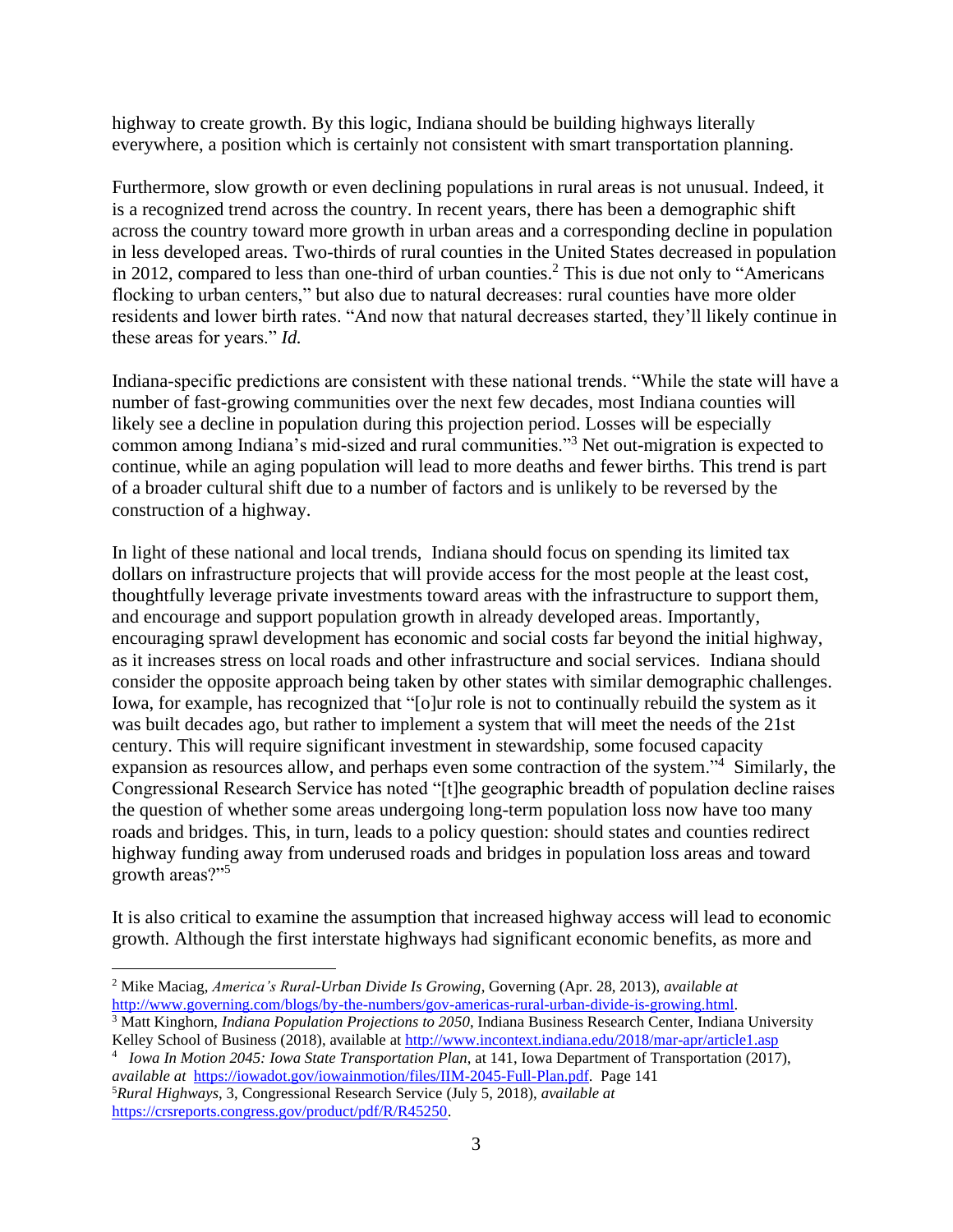highway to create growth. By this logic, Indiana should be building highways literally everywhere, a position which is certainly not consistent with smart transportation planning.

Furthermore, slow growth or even declining populations in rural areas is not unusual. Indeed, it is a recognized trend across the country. In recent years, there has been a demographic shift across the country toward more growth in urban areas and a corresponding decline in population in less developed areas. Two-thirds of rural counties in the United States decreased in population in 2012, compared to less than one-third of urban counties.[2] This is due not only to "Americans flocking to urban centers," but also due to natural decreases: rural counties have more older residents and lower birth rates. "And now that natural decreases started, they'll likely continue in these areas for years." *Id.*

Indiana-specific predictions are consistent with these national trends. "While the state will have a number of fast-growing communities over the next few decades, most Indiana counties will likely see a decline in population during this projection period. Losses will be especially common among Indiana's mid-sized and rural communities."[3] Net out-migration is expected to continue, while an aging population will lead to more deaths and fewer births. This trend is part of a broader cultural shift due to a number of factors and is unlikely to be reversed by the construction of a highway.

In light of these national and local trends, Indiana should focus on spending its limited tax dollars on infrastructure projects that will provide access for the most people at the least cost, thoughtfully leverage private investments toward areas with the infrastructure to support them, and encourage and support population growth in already developed areas. Importantly, encouraging sprawl development has economic and social costs far beyond the initial highway, as it increases stress on local roads and other infrastructure and social services. Indiana should consider the opposite approach being taken by other states with similar demographic challenges. Iowa, for example, has recognized that "[o]ur role is not to continually rebuild the system as it was built decades ago, but rather to implement a system that will meet the needs of the 21st century. This will require significant investment in stewardship, some focused capacity expansion as resources allow, and perhaps even some contraction of the system."[4] Similarly, the Congressional Research Service has noted "[t]he geographic breadth of population decline raises the question of whether some areas undergoing long-term population loss now have too many roads and bridges. This, in turn, leads to a policy question: should states and counties redirect highway funding away from underused roads and bridges in population loss areas and toward growth areas?"[5]

It is also critical to examine the assumption that increased highway access will lead to economic growth. Although the first interstate highways had significant economic benefits, as more and

---

[2] Mike Maciag, *America's Rural-Urban Divide Is Growing*, Governing (Apr. 28, 2013), *available at* http://www.governing.com/blogs/by-the-numbers/gov-americas-rural-urban-divide-is-growing.html.

[3] Matt Kinghorn, *Indiana Population Projections to 2050*, Indiana Business Research Center, Indiana University Kelley School of Business (2018), available at http://www.incontext.indiana.edu/2018/mar-apr/article1.asp

[4] *Iowa In Motion 2045: Iowa State Transportation Plan*, at 141, Iowa Department of Transportation (2017), *available at* https://iowadot.gov/iowainmotion/files/IIM-2045-Full-Plan.pdf. Page 141

[5] *Rural Highways*, 3, Congressional Research Service (July 5, 2018), *available at* https://crsreports.congress.gov/product/pdf/R/R45250.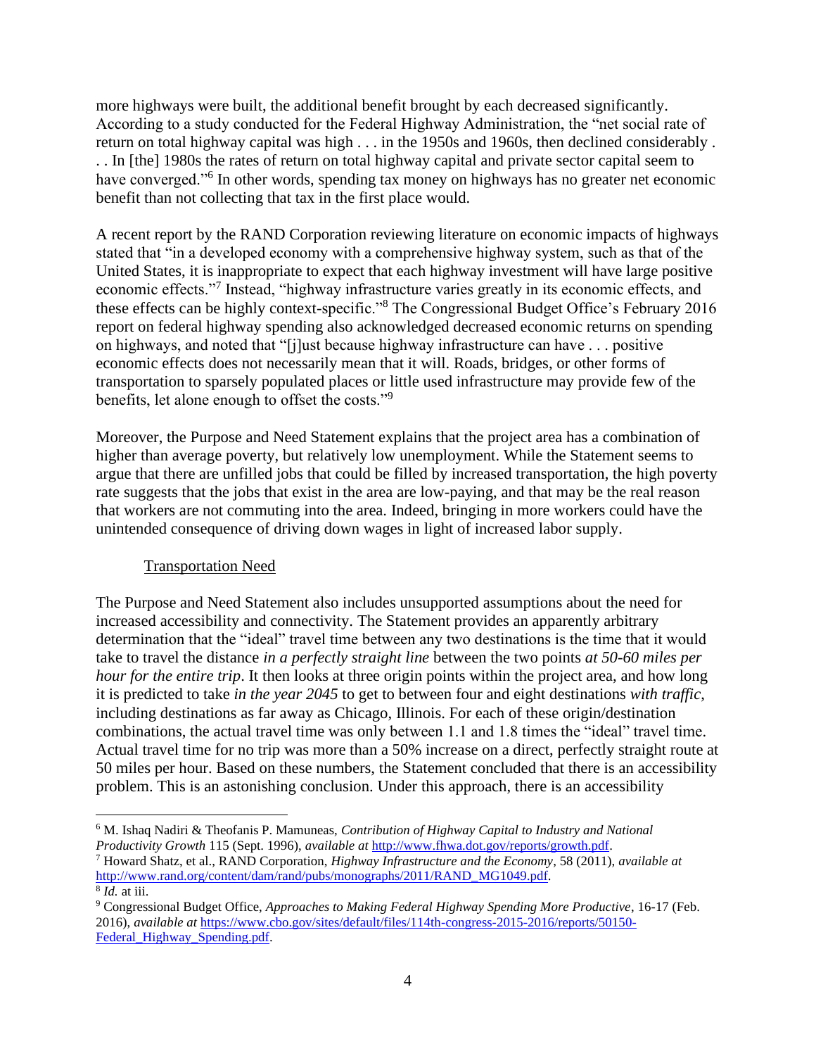more highways were built, the additional benefit brought by each decreased significantly. According to a study conducted for the Federal Highway Administration, the "net social rate of return on total highway capital was high . . . in the 1950s and 1960s, then declined considerably . . . In [the] 1980s the rates of return on total highway capital and private sector capital seem to have converged."[6] In other words, spending tax money on highways has no greater net economic benefit than not collecting that tax in the first place would.

A recent report by the RAND Corporation reviewing literature on economic impacts of highways stated that "in a developed economy with a comprehensive highway system, such as that of the United States, it is inappropriate to expect that each highway investment will have large positive economic effects."[7] Instead, "highway infrastructure varies greatly in its economic effects, and these effects can be highly context-specific."[8] The Congressional Budget Office's February 2016 report on federal highway spending also acknowledged decreased economic returns on spending on highways, and noted that "[j]ust because highway infrastructure can have . . . positive economic effects does not necessarily mean that it will. Roads, bridges, or other forms of transportation to sparsely populated places or little used infrastructure may provide few of the benefits, let alone enough to offset the costs."[9]

Moreover, the Purpose and Need Statement explains that the project area has a combination of higher than average poverty, but relatively low unemployment. While the Statement seems to argue that there are unfilled jobs that could be filled by increased transportation, the high poverty rate suggests that the jobs that exist in the area are low-paying, and that may be the real reason that workers are not commuting into the area. Indeed, bringing in more workers could have the unintended consequence of driving down wages in light of increased labor supply.

<u>Transportation Need</u>

The Purpose and Need Statement also includes unsupported assumptions about the need for increased accessibility and connectivity. The Statement provides an apparently arbitrary determination that the "ideal" travel time between any two destinations is the time that it would take to travel the distance *in a perfectly straight line* between the two points *at 50-60 miles per hour for the entire trip*. It then looks at three origin points within the project area, and how long it is predicted to take *in the year 2045* to get to between four and eight destinations *with traffic*, including destinations as far away as Chicago, Illinois. For each of these origin/destination combinations, the actual travel time was only between 1.1 and 1.8 times the "ideal" travel time. Actual travel time for no trip was more than a 50% increase on a direct, perfectly straight route at 50 miles per hour. Based on these numbers, the Statement concluded that there is an accessibility problem. This is an astonishing conclusion. Under this approach, there is an accessibility

---

[6] M. Ishaq Nadiri & Theofanis P. Mamuneas, *Contribution of Highway Capital to Industry and National Productivity Growth* 115 (Sept. 1996), *available at* http://www.fhwa.dot.gov/reports/growth.pdf.

[7] Howard Shatz, et al., RAND Corporation, *Highway Infrastructure and the Economy*, 58 (2011), *available at* http://www.rand.org/content/dam/rand/pubs/monographs/2011/RAND_MG1049.pdf.

[8] *Id.* at iii.

[9] Congressional Budget Office, *Approaches to Making Federal Highway Spending More Productive*, 16-17 (Feb. 2016), *available at* https://www.cbo.gov/sites/default/files/114th-congress-2015-2016/reports/50150-Federal_Highway_Spending.pdf.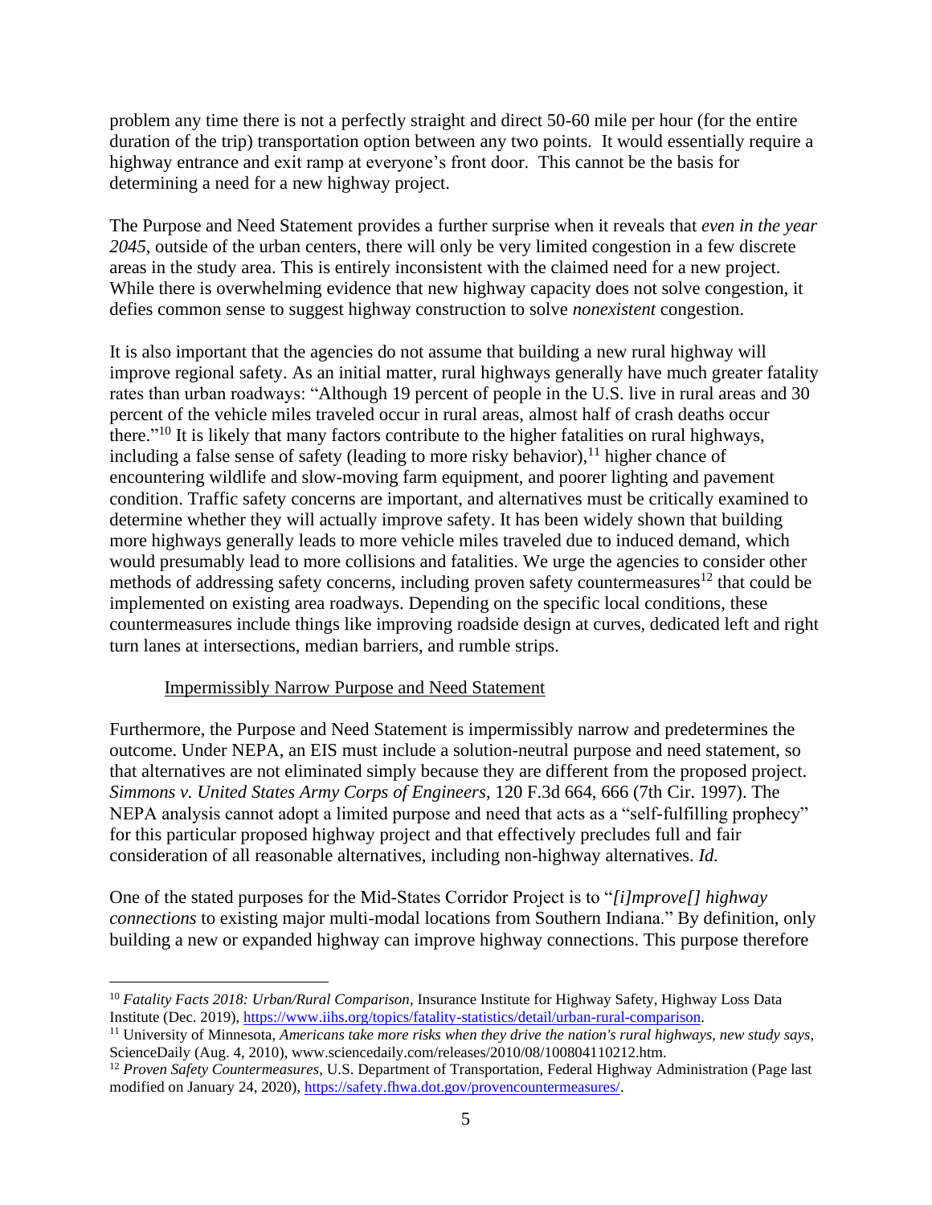problem any time there is not a perfectly straight and direct 50-60 mile per hour (for the entire duration of the trip) transportation option between any two points. It would essentially require a highway entrance and exit ramp at everyone's front door. This cannot be the basis for determining a need for a new highway project.

The Purpose and Need Statement provides a further surprise when it reveals that *even in the year 2045*, outside of the urban centers, there will only be very limited congestion in a few discrete areas in the study area. This is entirely inconsistent with the claimed need for a new project. While there is overwhelming evidence that new highway capacity does not solve congestion, it defies common sense to suggest highway construction to solve *nonexistent* congestion.

It is also important that the agencies do not assume that building a new rural highway will improve regional safety. As an initial matter, rural highways generally have much greater fatality rates than urban roadways: "Although 19 percent of people in the U.S. live in rural areas and 30 percent of the vehicle miles traveled occur in rural areas, almost half of crash deaths occur there."[10] It is likely that many factors contribute to the higher fatalities on rural highways, including a false sense of safety (leading to more risky behavior),[11] higher chance of encountering wildlife and slow-moving farm equipment, and poorer lighting and pavement condition. Traffic safety concerns are important, and alternatives must be critically examined to determine whether they will actually improve safety. It has been widely shown that building more highways generally leads to more vehicle miles traveled due to induced demand, which would presumably lead to more collisions and fatalities. We urge the agencies to consider other methods of addressing safety concerns, including proven safety countermeasures[12] that could be implemented on existing area roadways. Depending on the specific local conditions, these countermeasures include things like improving roadside design at curves, dedicated left and right turn lanes at intersections, median barriers, and rumble strips.

<u>Impermissibly Narrow Purpose and Need Statement</u>

Furthermore, the Purpose and Need Statement is impermissibly narrow and predetermines the outcome. Under NEPA, an EIS must include a solution-neutral purpose and need statement, so that alternatives are not eliminated simply because they are different from the proposed project. *Simmons v. United States Army Corps of Engineers*, 120 F.3d 664, 666 (7th Cir. 1997). The NEPA analysis cannot adopt a limited purpose and need that acts as a "self-fulfilling prophecy" for this particular proposed highway project and that effectively precludes full and fair consideration of all reasonable alternatives, including non-highway alternatives. *Id.*

One of the stated purposes for the Mid-States Corridor Project is to "*[i]mprove[] highway connections* to existing major multi-modal locations from Southern Indiana." By definition, only building a new or expanded highway can improve highway connections. This purpose therefore

---

[10] *Fatality Facts 2018: Urban/Rural Comparison*, Insurance Institute for Highway Safety, Highway Loss Data Institute (Dec. 2019), https://www.iihs.org/topics/fatality-statistics/detail/urban-rural-comparison.

[11] University of Minnesota, *Americans take more risks when they drive the nation's rural highways, new study says*, ScienceDaily (Aug. 4, 2010), www.sciencedaily.com/releases/2010/08/100804110212.htm.

[12] *Proven Safety Countermeasures*, U.S. Department of Transportation, Federal Highway Administration (Page last modified on January 24, 2020), https://safety.fhwa.dot.gov/provencountermeasures/.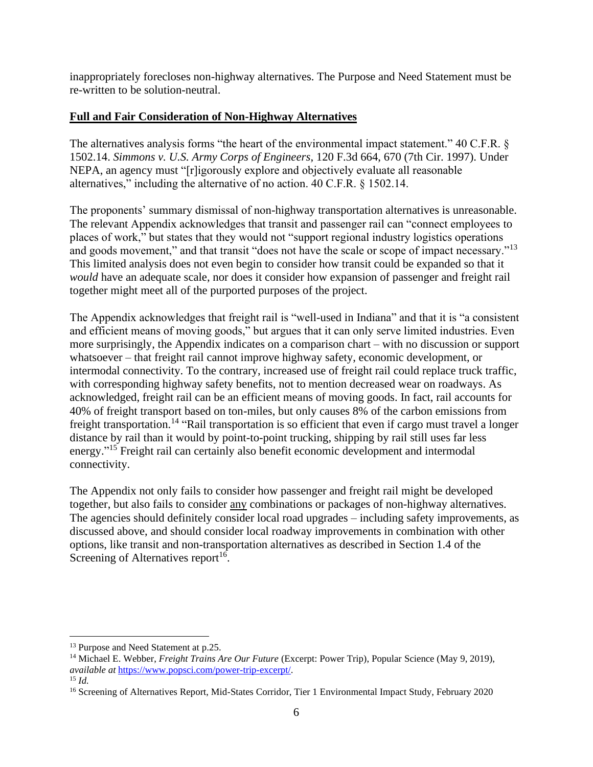inappropriately forecloses non-highway alternatives. The Purpose and Need Statement must be re-written to be solution-neutral.

## **Full and Fair Consideration of Non-Highway Alternatives**

The alternatives analysis forms "the heart of the environmental impact statement." 40 C.F.R. § 1502.14. *Simmons v. U.S. Army Corps of Engineers*, 120 F.3d 664, 670 (7th Cir. 1997). Under NEPA, an agency must "[r]igorously explore and objectively evaluate all reasonable alternatives," including the alternative of no action. 40 C.F.R. § 1502.14.

The proponents' summary dismissal of non-highway transportation alternatives is unreasonable. The relevant Appendix acknowledges that transit and passenger rail can "connect employees to places of work," but states that they would not "support regional industry logistics operations and goods movement," and that transit "does not have the scale or scope of impact necessary."[13] This limited analysis does not even begin to consider how transit could be expanded so that it *would* have an adequate scale, nor does it consider how expansion of passenger and freight rail together might meet all of the purported purposes of the project.

The Appendix acknowledges that freight rail is "well-used in Indiana" and that it is "a consistent and efficient means of moving goods," but argues that it can only serve limited industries. Even more surprisingly, the Appendix indicates on a comparison chart – with no discussion or support whatsoever – that freight rail cannot improve highway safety, economic development, or intermodal connectivity. To the contrary, increased use of freight rail could replace truck traffic, with corresponding highway safety benefits, not to mention decreased wear on roadways. As acknowledged, freight rail can be an efficient means of moving goods. In fact, rail accounts for 40% of freight transport based on ton-miles, but only causes 8% of the carbon emissions from freight transportation.[14] "Rail transportation is so efficient that even if cargo must travel a longer distance by rail than it would by point-to-point trucking, shipping by rail still uses far less energy."[15] Freight rail can certainly also benefit economic development and intermodal connectivity.

The Appendix not only fails to consider how passenger and freight rail might be developed together, but also fails to consider <u>any</u> combinations or packages of non-highway alternatives. The agencies should definitely consider local road upgrades – including safety improvements, as discussed above, and should consider local roadway improvements in combination with other options, like transit and non-transportation alternatives as described in Section 1.4 of the Screening of Alternatives report[16].

---

[13] Purpose and Need Statement at p.25.

[14] Michael E. Webber, *Freight Trains Are Our Future* (Excerpt: Power Trip), Popular Science (May 9, 2019), *available at* https://www.popsci.com/power-trip-excerpt/.

[15] *Id.*

[16] Screening of Alternatives Report, Mid-States Corridor, Tier 1 Environmental Impact Study, February 2020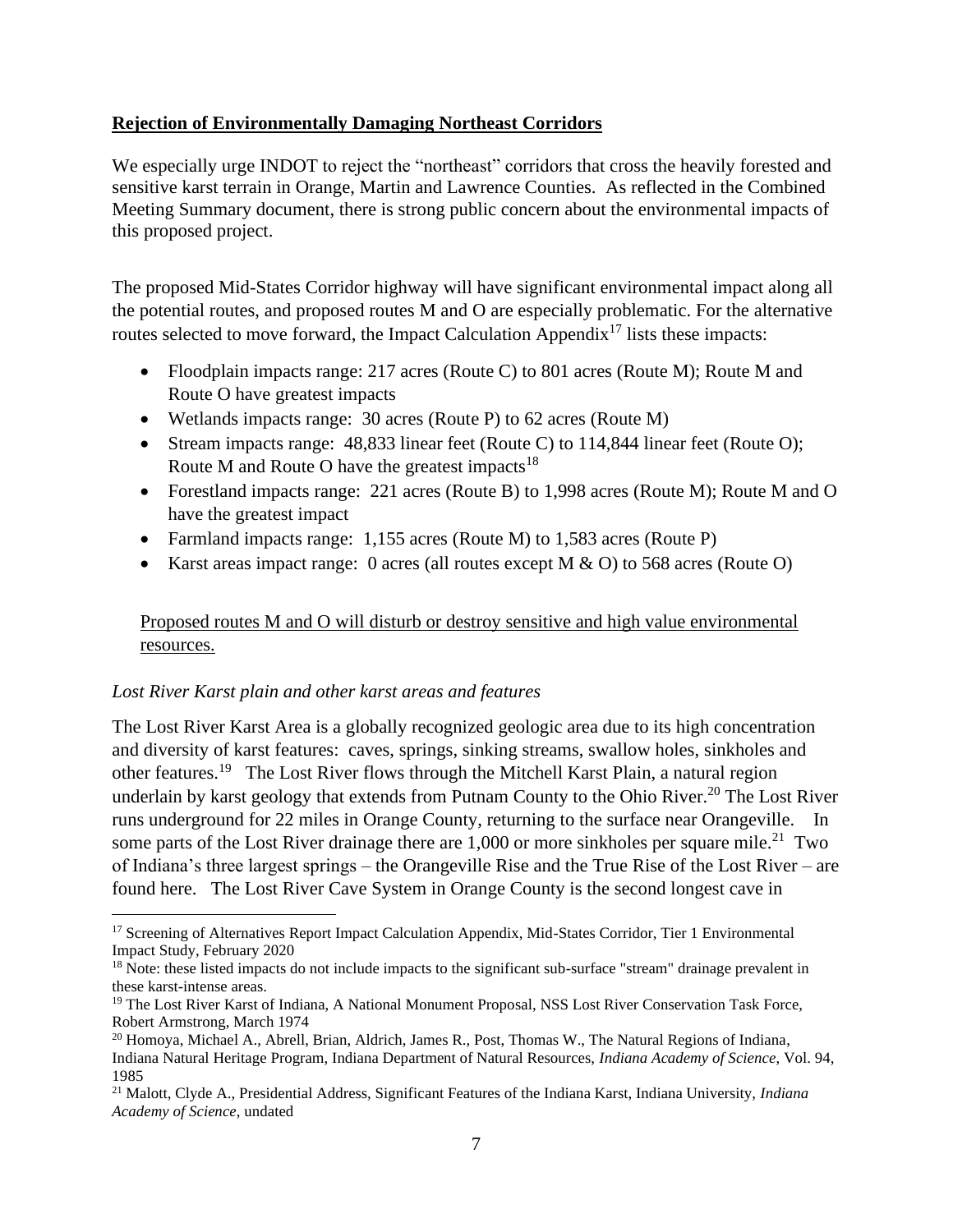**Rejection of Environmentally Damaging Northeast Corridors**

We especially urge INDOT to reject the "northeast" corridors that cross the heavily forested and sensitive karst terrain in Orange, Martin and Lawrence Counties. As reflected in the Combined Meeting Summary document, there is strong public concern about the environmental impacts of this proposed project.

The proposed Mid-States Corridor highway will have significant environmental impact along all the potential routes, and proposed routes M and O are especially problematic. For the alternative routes selected to move forward, the Impact Calculation Appendix[17] lists these impacts:

- Floodplain impacts range: 217 acres (Route C) to 801 acres (Route M); Route M and Route O have greatest impacts
- Wetlands impacts range: 30 acres (Route P) to 62 acres (Route M)
- Stream impacts range: 48,833 linear feet (Route C) to 114,844 linear feet (Route O); Route M and Route O have the greatest impacts[18]
- Forestland impacts range: 221 acres (Route B) to 1,998 acres (Route M); Route M and O have the greatest impact
- Farmland impacts range: 1,155 acres (Route M) to 1,583 acres (Route P)
- Karst areas impact range: 0 acres (all routes except M & O) to 568 acres (Route O)

<u>Proposed routes M and O will disturb or destroy sensitive and high value environmental resources.</u>

*Lost River Karst plain and other karst areas and features*

The Lost River Karst Area is a globally recognized geologic area due to its high concentration and diversity of karst features: caves, springs, sinking streams, swallow holes, sinkholes and other features.[19] The Lost River flows through the Mitchell Karst Plain, a natural region underlain by karst geology that extends from Putnam County to the Ohio River.[20] The Lost River runs underground for 22 miles in Orange County, returning to the surface near Orangeville. In some parts of the Lost River drainage there are 1,000 or more sinkholes per square mile.[21] Two of Indiana's three largest springs – the Orangeville Rise and the True Rise of the Lost River – are found here. The Lost River Cave System in Orange County is the second longest cave in

---

[17] Screening of Alternatives Report Impact Calculation Appendix, Mid-States Corridor, Tier 1 Environmental Impact Study, February 2020

[18] Note: these listed impacts do not include impacts to the significant sub-surface "stream" drainage prevalent in these karst-intense areas.

[19] The Lost River Karst of Indiana, A National Monument Proposal, NSS Lost River Conservation Task Force, Robert Armstrong, March 1974

[20] Homoya, Michael A., Abrell, Brian, Aldrich, James R., Post, Thomas W., The Natural Regions of Indiana, Indiana Natural Heritage Program, Indiana Department of Natural Resources, *Indiana Academy of Science*, Vol. 94, 1985

[21] Malott, Clyde A., Presidential Address, Significant Features of the Indiana Karst, Indiana University, *Indiana Academy of Science*, undated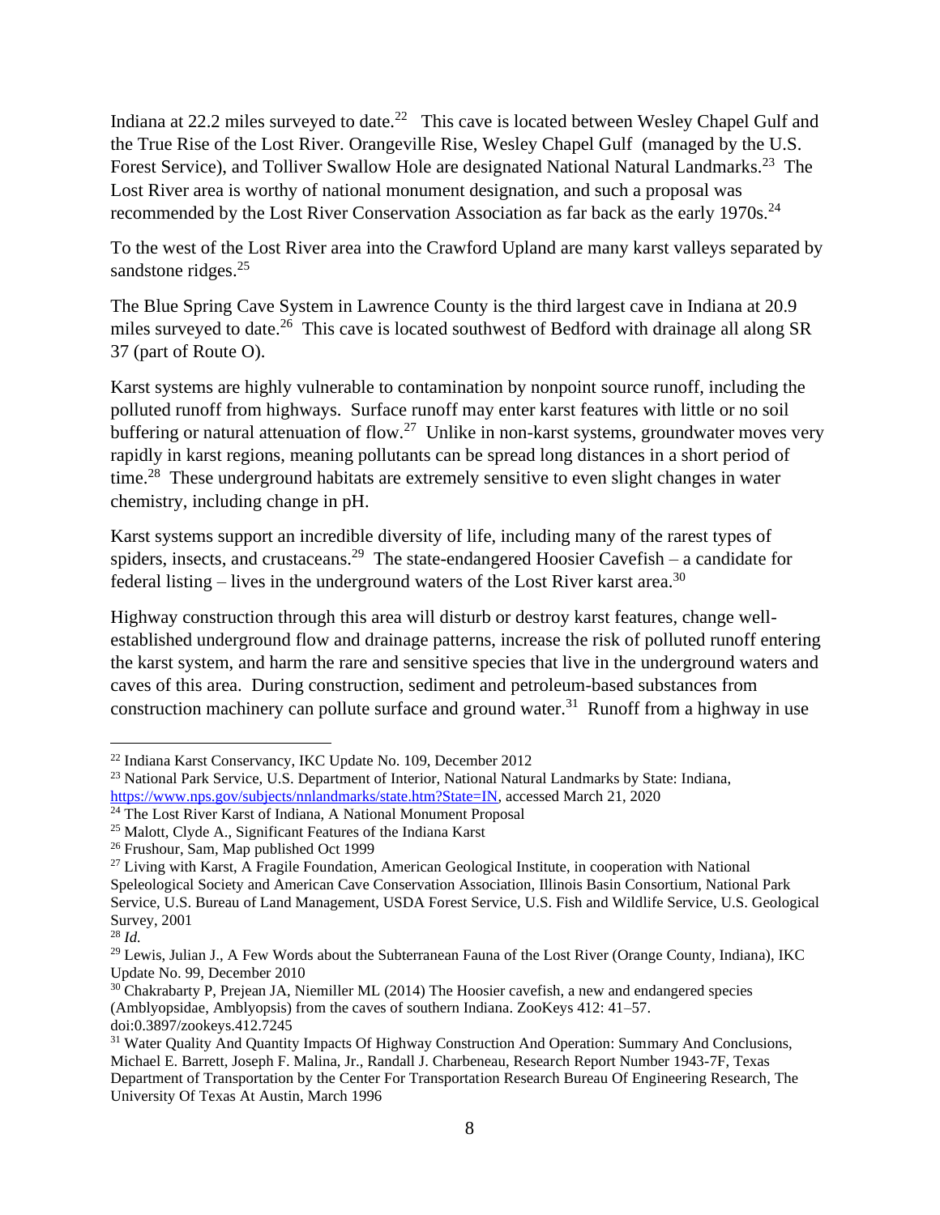Indiana at 22.2 miles surveyed to date.[22] This cave is located between Wesley Chapel Gulf and the True Rise of the Lost River. Orangeville Rise, Wesley Chapel Gulf (managed by the U.S. Forest Service), and Tolliver Swallow Hole are designated National Natural Landmarks.[23] The Lost River area is worthy of national monument designation, and such a proposal was recommended by the Lost River Conservation Association as far back as the early 1970s.[24]

To the west of the Lost River area into the Crawford Upland are many karst valleys separated by sandstone ridges.[25]

The Blue Spring Cave System in Lawrence County is the third largest cave in Indiana at 20.9 miles surveyed to date.[26] This cave is located southwest of Bedford with drainage all along SR 37 (part of Route O).

Karst systems are highly vulnerable to contamination by nonpoint source runoff, including the polluted runoff from highways. Surface runoff may enter karst features with little or no soil buffering or natural attenuation of flow.[27] Unlike in non-karst systems, groundwater moves very rapidly in karst regions, meaning pollutants can be spread long distances in a short period of time.[28] These underground habitats are extremely sensitive to even slight changes in water chemistry, including change in pH.

Karst systems support an incredible diversity of life, including many of the rarest types of spiders, insects, and crustaceans.[29] The state-endangered Hoosier Cavefish – a candidate for federal listing – lives in the underground waters of the Lost River karst area.[30]

Highway construction through this area will disturb or destroy karst features, change well-established underground flow and drainage patterns, increase the risk of polluted runoff entering the karst system, and harm the rare and sensitive species that live in the underground waters and caves of this area. During construction, sediment and petroleum-based substances from construction machinery can pollute surface and ground water.[31] Runoff from a highway in use

---

[22] Indiana Karst Conservancy, IKC Update No. 109, December 2012

[23] National Park Service, U.S. Department of Interior, National Natural Landmarks by State: Indiana, https://www.nps.gov/subjects/nnlandmarks/state.htm?State=IN, accessed March 21, 2020

[24] The Lost River Karst of Indiana, A National Monument Proposal

[25] Malott, Clyde A., Significant Features of the Indiana Karst

[26] Frushour, Sam, Map published Oct 1999

[27] Living with Karst, A Fragile Foundation, American Geological Institute, in cooperation with National Speleological Society and American Cave Conservation Association, Illinois Basin Consortium, National Park Service, U.S. Bureau of Land Management, USDA Forest Service, U.S. Fish and Wildlife Service, U.S. Geological Survey, 2001

[28] *Id.*

[29] Lewis, Julian J., A Few Words about the Subterranean Fauna of the Lost River (Orange County, Indiana), IKC Update No. 99, December 2010

[30] Chakrabarty P, Prejean JA, Niemiller ML (2014) The Hoosier cavefish, a new and endangered species (Amblyopsidae, Amblyopsis) from the caves of southern Indiana. ZooKeys 412: 41–57. doi:0.3897/zookeys.412.7245

[31] Water Quality And Quantity Impacts Of Highway Construction And Operation: Summary And Conclusions, Michael E. Barrett, Joseph F. Malina, Jr., Randall J. Charbeneau, Research Report Number 1943-7F, Texas Department of Transportation by the Center For Transportation Research Bureau Of Engineering Research, The University Of Texas At Austin, March 1996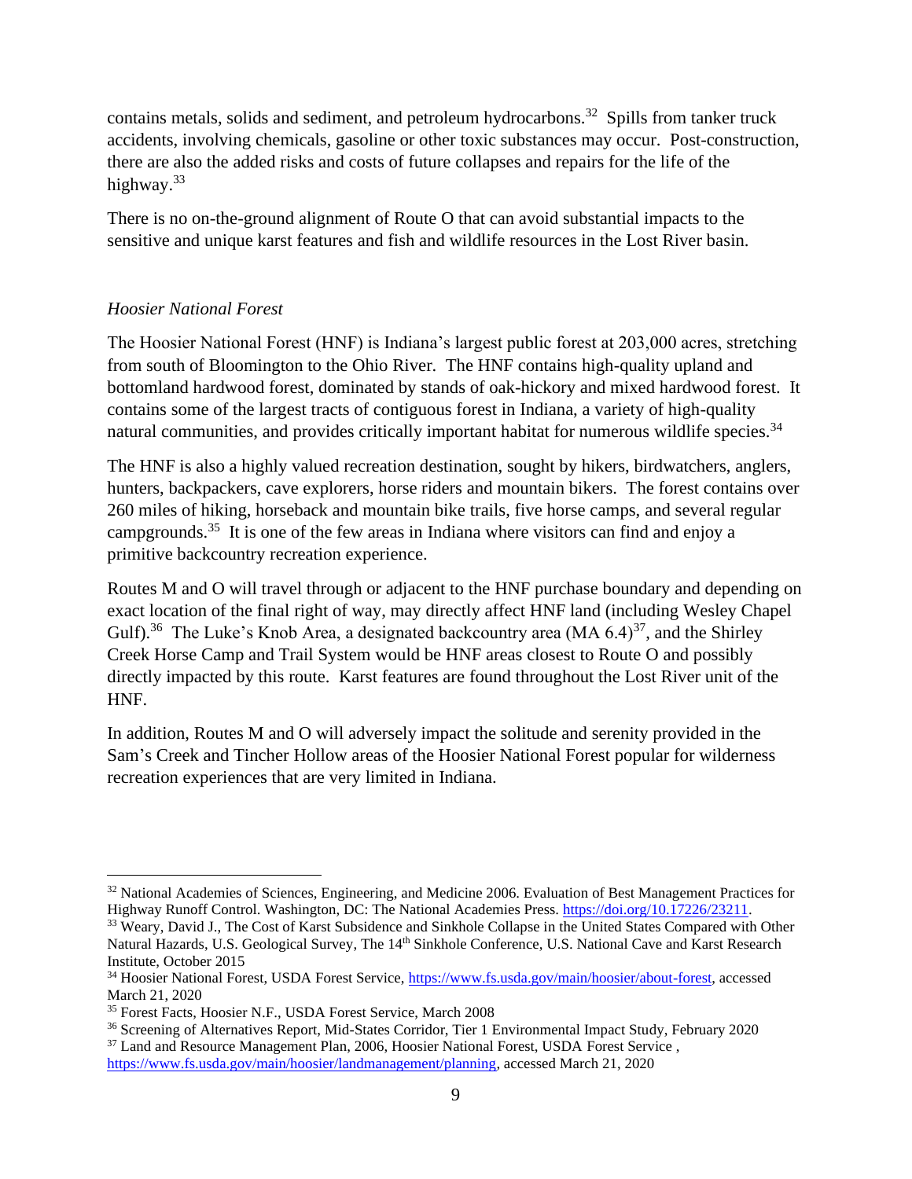contains metals, solids and sediment, and petroleum hydrocarbons.[32] Spills from tanker truck accidents, involving chemicals, gasoline or other toxic substances may occur. Post-construction, there are also the added risks and costs of future collapses and repairs for the life of the highway.[33]

There is no on-the-ground alignment of Route O that can avoid substantial impacts to the sensitive and unique karst features and fish and wildlife resources in the Lost River basin.

*Hoosier National Forest*

The Hoosier National Forest (HNF) is Indiana's largest public forest at 203,000 acres, stretching from south of Bloomington to the Ohio River. The HNF contains high-quality upland and bottomland hardwood forest, dominated by stands of oak-hickory and mixed hardwood forest. It contains some of the largest tracts of contiguous forest in Indiana, a variety of high-quality natural communities, and provides critically important habitat for numerous wildlife species.[34]

The HNF is also a highly valued recreation destination, sought by hikers, birdwatchers, anglers, hunters, backpackers, cave explorers, horse riders and mountain bikers. The forest contains over 260 miles of hiking, horseback and mountain bike trails, five horse camps, and several regular campgrounds.[35] It is one of the few areas in Indiana where visitors can find and enjoy a primitive backcountry recreation experience.

Routes M and O will travel through or adjacent to the HNF purchase boundary and depending on exact location of the final right of way, may directly affect HNF land (including Wesley Chapel Gulf).[36] The Luke's Knob Area, a designated backcountry area (MA 6.4)[37], and the Shirley Creek Horse Camp and Trail System would be HNF areas closest to Route O and possibly directly impacted by this route. Karst features are found throughout the Lost River unit of the HNF.

In addition, Routes M and O will adversely impact the solitude and serenity provided in the Sam's Creek and Tincher Hollow areas of the Hoosier National Forest popular for wilderness recreation experiences that are very limited in Indiana.

---

[32] National Academies of Sciences, Engineering, and Medicine 2006. Evaluation of Best Management Practices for Highway Runoff Control. Washington, DC: The National Academies Press. https://doi.org/10.17226/23211.

[33] Weary, David J., The Cost of Karst Subsidence and Sinkhole Collapse in the United States Compared with Other Natural Hazards, U.S. Geological Survey, The 14th Sinkhole Conference, U.S. National Cave and Karst Research Institute, October 2015

[34] Hoosier National Forest, USDA Forest Service, https://www.fs.usda.gov/main/hoosier/about-forest, accessed March 21, 2020

[35] Forest Facts, Hoosier N.F., USDA Forest Service, March 2008

[36] Screening of Alternatives Report, Mid-States Corridor, Tier 1 Environmental Impact Study, February 2020

[37] Land and Resource Management Plan, 2006, Hoosier National Forest, USDA Forest Service , https://www.fs.usda.gov/main/hoosier/landmanagement/planning, accessed March 21, 2020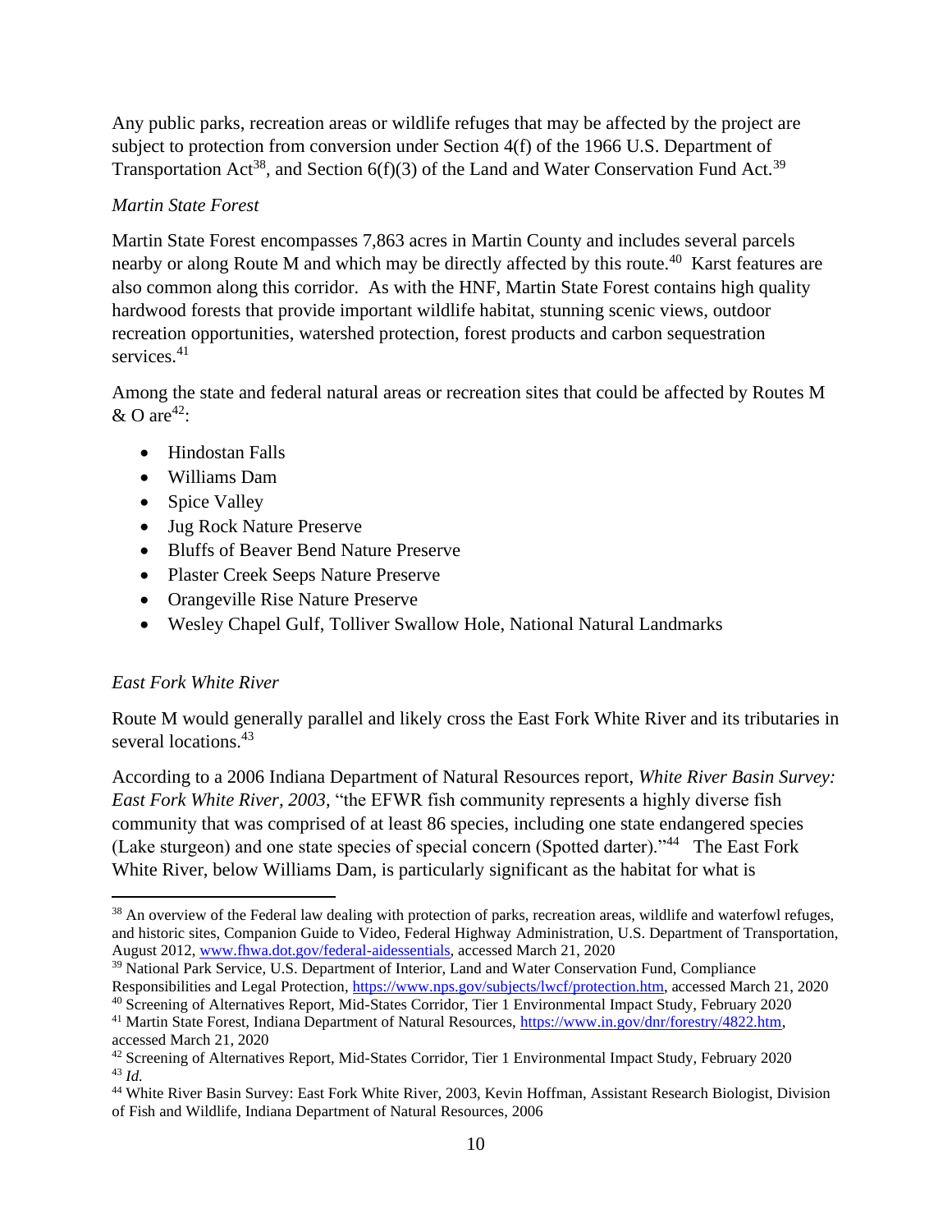Any public parks, recreation areas or wildlife refuges that may be affected by the project are subject to protection from conversion under Section 4(f) of the 1966 U.S. Department of Transportation Act[38], and Section 6(f)(3) of the Land and Water Conservation Fund Act.[39]

*Martin State Forest*

Martin State Forest encompasses 7,863 acres in Martin County and includes several parcels nearby or along Route M and which may be directly affected by this route.[40] Karst features are also common along this corridor. As with the HNF, Martin State Forest contains high quality hardwood forests that provide important wildlife habitat, stunning scenic views, outdoor recreation opportunities, watershed protection, forest products and carbon sequestration services.[41]

Among the state and federal natural areas or recreation sites that could be affected by Routes M & O are[42]:

- Hindostan Falls
- Williams Dam
- Spice Valley
- Jug Rock Nature Preserve
- Bluffs of Beaver Bend Nature Preserve
- Plaster Creek Seeps Nature Preserve
- Orangeville Rise Nature Preserve
- Wesley Chapel Gulf, Tolliver Swallow Hole, National Natural Landmarks

*East Fork White River*

Route M would generally parallel and likely cross the East Fork White River and its tributaries in several locations.[43]

According to a 2006 Indiana Department of Natural Resources report, *White River Basin Survey: East Fork White River, 2003*, "the EFWR fish community represents a highly diverse fish community that was comprised of at least 86 species, including one state endangered species (Lake sturgeon) and one state species of special concern (Spotted darter)."[44] The East Fork White River, below Williams Dam, is particularly significant as the habitat for what is

---

[38] An overview of the Federal law dealing with protection of parks, recreation areas, wildlife and waterfowl refuges, and historic sites, Companion Guide to Video, Federal Highway Administration, U.S. Department of Transportation, August 2012, www.fhwa.dot.gov/federal-aidessentials, accessed March 21, 2020

[39] National Park Service, U.S. Department of Interior, Land and Water Conservation Fund, Compliance Responsibilities and Legal Protection, https://www.nps.gov/subjects/lwcf/protection.htm, accessed March 21, 2020

[40] Screening of Alternatives Report, Mid-States Corridor, Tier 1 Environmental Impact Study, February 2020

[41] Martin State Forest, Indiana Department of Natural Resources, https://www.in.gov/dnr/forestry/4822.htm, accessed March 21, 2020

[42] Screening of Alternatives Report, Mid-States Corridor, Tier 1 Environmental Impact Study, February 2020

[43] *Id.*

[44] White River Basin Survey: East Fork White River, 2003, Kevin Hoffman, Assistant Research Biologist, Division of Fish and Wildlife, Indiana Department of Natural Resources, 2006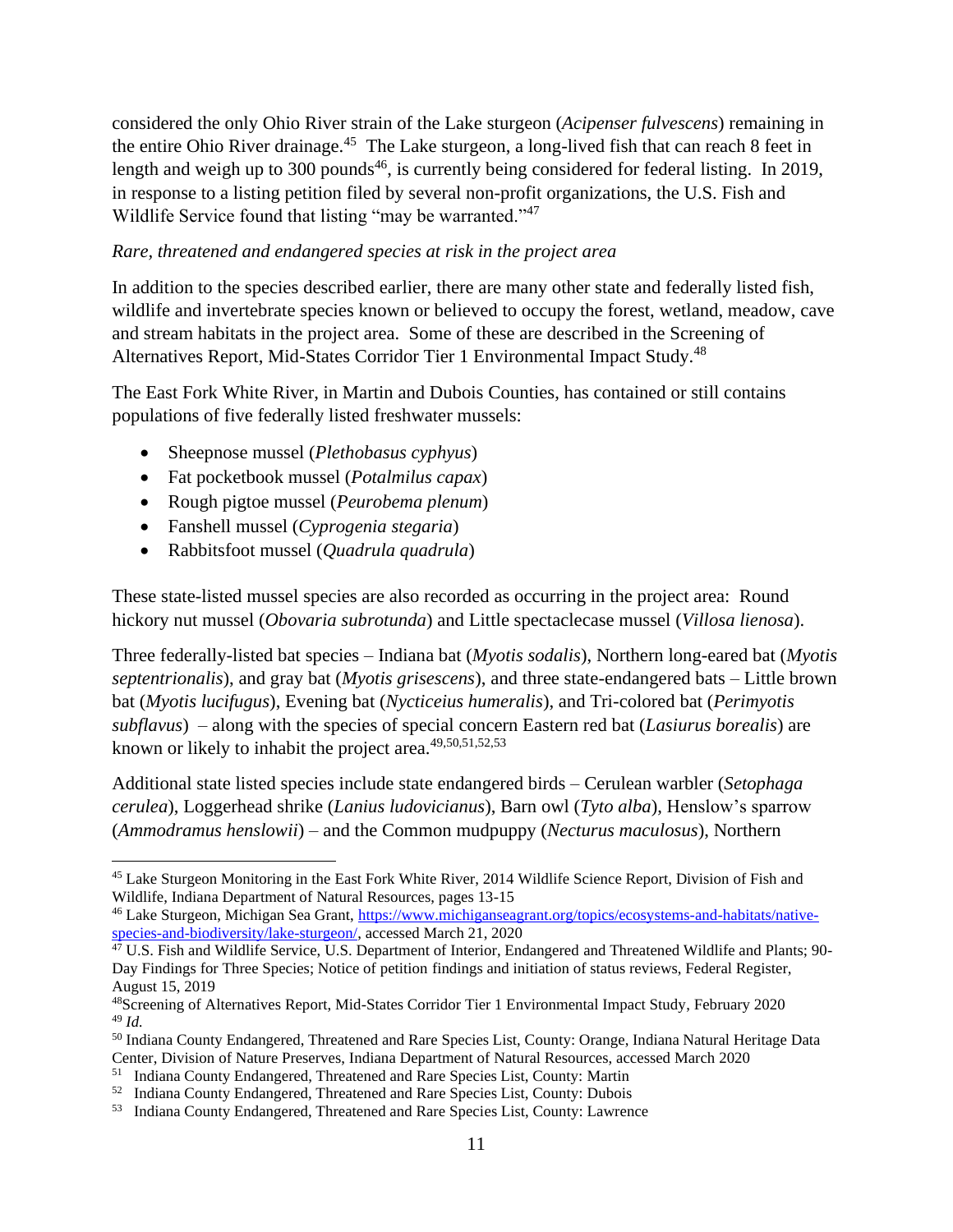considered the only Ohio River strain of the Lake sturgeon (*Acipenser fulvescens*) remaining in the entire Ohio River drainage.[45] The Lake sturgeon, a long-lived fish that can reach 8 feet in length and weigh up to 300 pounds[46], is currently being considered for federal listing. In 2019, in response to a listing petition filed by several non-profit organizations, the U.S. Fish and Wildlife Service found that listing "may be warranted."[47]

*Rare, threatened and endangered species at risk in the project area*

In addition to the species described earlier, there are many other state and federally listed fish, wildlife and invertebrate species known or believed to occupy the forest, wetland, meadow, cave and stream habitats in the project area. Some of these are described in the Screening of Alternatives Report, Mid-States Corridor Tier 1 Environmental Impact Study.[48]

The East Fork White River, in Martin and Dubois Counties, has contained or still contains populations of five federally listed freshwater mussels:

- Sheepnose mussel (*Plethobasus cyphyus*)
- Fat pocketbook mussel (*Potalmilus capax*)
- Rough pigtoe mussel (*Peurobema plenum*)
- Fanshell mussel (*Cyprogenia stegaria*)
- Rabbitsfoot mussel (*Quadrula quadrula*)

These state-listed mussel species are also recorded as occurring in the project area: Round hickory nut mussel (*Obovaria subrotunda*) and Little spectaclecase mussel (*Villosa lienosa*).

Three federally-listed bat species – Indiana bat (*Myotis sodalis*), Northern long-eared bat (*Myotis septentrionalis*), and gray bat (*Myotis grisescens*), and three state-endangered bats – Little brown bat (*Myotis lucifugus*), Evening bat (*Nycticeius humeralis*), and Tri-colored bat (*Perimyotis subflavus*) – along with the species of special concern Eastern red bat (*Lasiurus borealis*) are known or likely to inhabit the project area.[49,50,51,52,53]

Additional state listed species include state endangered birds – Cerulean warbler (*Setophaga cerulea*), Loggerhead shrike (*Lanius ludovicianus*), Barn owl (*Tyto alba*), Henslow's sparrow (*Ammodramus henslowii*) – and the Common mudpuppy (*Necturus maculosus*), Northern

---

[45] Lake Sturgeon Monitoring in the East Fork White River, 2014 Wildlife Science Report, Division of Fish and Wildlife, Indiana Department of Natural Resources, pages 13-15

[46] Lake Sturgeon, Michigan Sea Grant, https://www.michiganseagrant.org/topics/ecosystems-and-habitats/native-species-and-biodiversity/lake-sturgeon/, accessed March 21, 2020

[47] U.S. Fish and Wildlife Service, U.S. Department of Interior, Endangered and Threatened Wildlife and Plants; 90-Day Findings for Three Species; Notice of petition findings and initiation of status reviews, Federal Register, August 15, 2019

[48] Screening of Alternatives Report, Mid-States Corridor Tier 1 Environmental Impact Study, February 2020

[49] *Id.*

[50] Indiana County Endangered, Threatened and Rare Species List, County: Orange, Indiana Natural Heritage Data Center, Division of Nature Preserves, Indiana Department of Natural Resources, accessed March 2020

[51] Indiana County Endangered, Threatened and Rare Species List, County: Martin

[52] Indiana County Endangered, Threatened and Rare Species List, County: Dubois

[53] Indiana County Endangered, Threatened and Rare Species List, County: Lawrence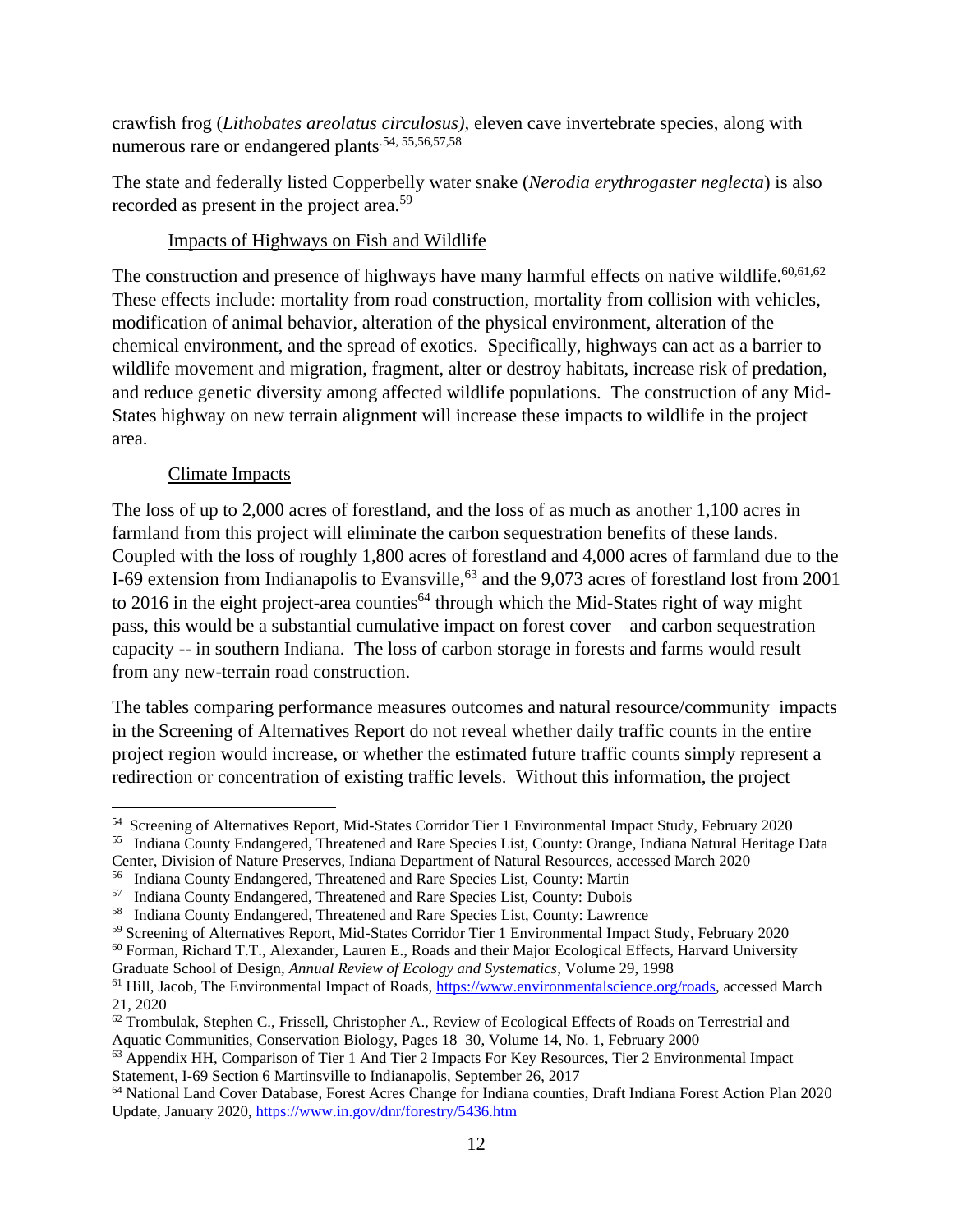crawfish frog (*Lithobates areolatus circulosus)*, eleven cave invertebrate species, along with numerous rare or endangered plants.[54, 55,56,57,58]

The state and federally listed Copperbelly water snake (*Nerodia erythrogaster neglecta*) is also recorded as present in the project area.[59]

## Impacts of Highways on Fish and Wildlife

The construction and presence of highways have many harmful effects on native wildlife.[60,61,62] These effects include: mortality from road construction, mortality from collision with vehicles, modification of animal behavior, alteration of the physical environment, alteration of the chemical environment, and the spread of exotics. Specifically, highways can act as a barrier to wildlife movement and migration, fragment, alter or destroy habitats, increase risk of predation, and reduce genetic diversity among affected wildlife populations. The construction of any Mid-States highway on new terrain alignment will increase these impacts to wildlife in the project area.

## Climate Impacts

The loss of up to 2,000 acres of forestland, and the loss of as much as another 1,100 acres in farmland from this project will eliminate the carbon sequestration benefits of these lands. Coupled with the loss of roughly 1,800 acres of forestland and 4,000 acres of farmland due to the I-69 extension from Indianapolis to Evansville,[63] and the 9,073 acres of forestland lost from 2001 to 2016 in the eight project-area counties[64] through which the Mid-States right of way might pass, this would be a substantial cumulative impact on forest cover – and carbon sequestration capacity -- in southern Indiana. The loss of carbon storage in forests and farms would result from any new-terrain road construction.

The tables comparing performance measures outcomes and natural resource/community impacts in the Screening of Alternatives Report do not reveal whether daily traffic counts in the entire project region would increase, or whether the estimated future traffic counts simply represent a redirection or concentration of existing traffic levels. Without this information, the project

---

[54] Screening of Alternatives Report, Mid-States Corridor Tier 1 Environmental Impact Study, February 2020

[55] Indiana County Endangered, Threatened and Rare Species List, County: Orange, Indiana Natural Heritage Data Center, Division of Nature Preserves, Indiana Department of Natural Resources, accessed March 2020

[56] Indiana County Endangered, Threatened and Rare Species List, County: Martin

[57] Indiana County Endangered, Threatened and Rare Species List, County: Dubois

[58] Indiana County Endangered, Threatened and Rare Species List, County: Lawrence

[59] Screening of Alternatives Report, Mid-States Corridor Tier 1 Environmental Impact Study, February 2020

[60] Forman, Richard T.T., Alexander, Lauren E., Roads and their Major Ecological Effects, Harvard University Graduate School of Design, *Annual Review of Ecology and Systematics*, Volume 29, 1998

[61] Hill, Jacob, The Environmental Impact of Roads, https://www.environmentalscience.org/roads, accessed March 21, 2020

[62] Trombulak, Stephen C., Frissell, Christopher A., Review of Ecological Effects of Roads on Terrestrial and Aquatic Communities, Conservation Biology, Pages 18–30, Volume 14, No. 1, February 2000

[63] Appendix HH, Comparison of Tier 1 And Tier 2 Impacts For Key Resources, Tier 2 Environmental Impact Statement, I-69 Section 6 Martinsville to Indianapolis, September 26, 2017

[64] National Land Cover Database, Forest Acres Change for Indiana counties, Draft Indiana Forest Action Plan 2020 Update, January 2020, https://www.in.gov/dnr/forestry/5436.htm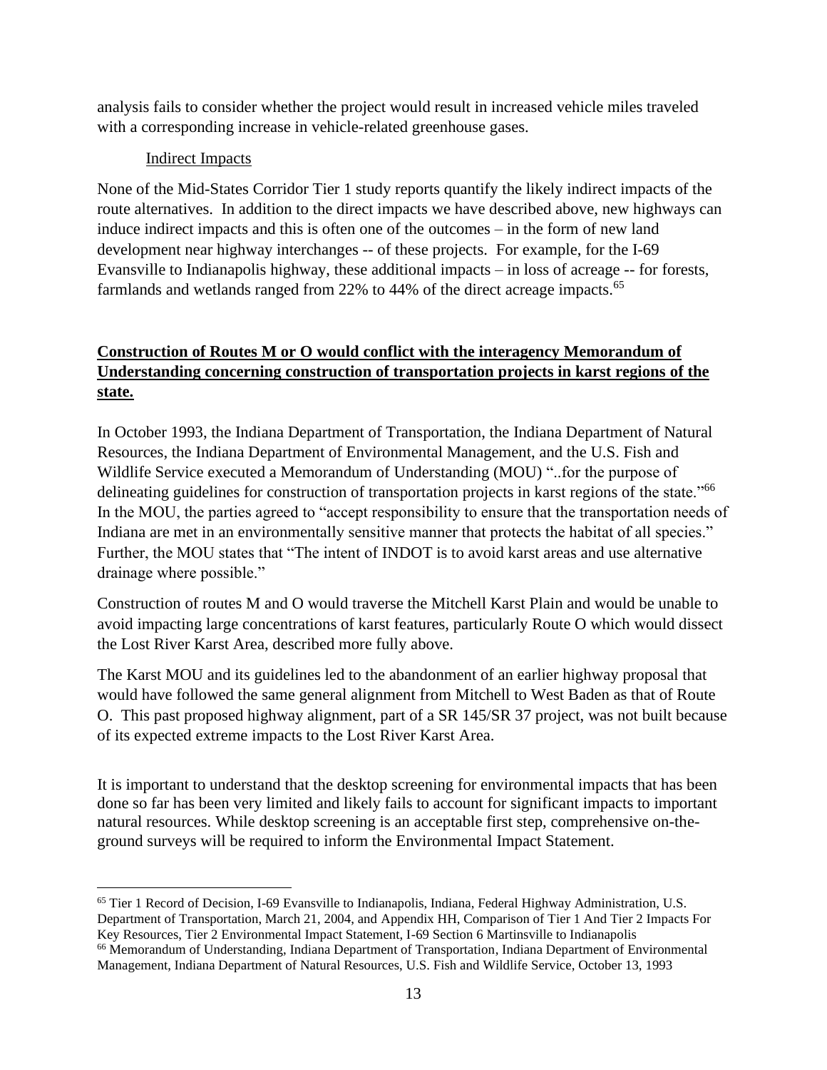analysis fails to consider whether the project would result in increased vehicle miles traveled with a corresponding increase in vehicle-related greenhouse gases.

Indirect Impacts

None of the Mid-States Corridor Tier 1 study reports quantify the likely indirect impacts of the route alternatives. In addition to the direct impacts we have described above, new highways can induce indirect impacts and this is often one of the outcomes – in the form of new land development near highway interchanges -- of these projects. For example, for the I-69 Evansville to Indianapolis highway, these additional impacts – in loss of acreage -- for forests, farmlands and wetlands ranged from 22% to 44% of the direct acreage impacts.[65]

## Construction of Routes M or O would conflict with the interagency Memorandum of Understanding concerning construction of transportation projects in karst regions of the state.

In October 1993, the Indiana Department of Transportation, the Indiana Department of Natural Resources, the Indiana Department of Environmental Management, and the U.S. Fish and Wildlife Service executed a Memorandum of Understanding (MOU) "..for the purpose of delineating guidelines for construction of transportation projects in karst regions of the state."[66] In the MOU, the parties agreed to "accept responsibility to ensure that the transportation needs of Indiana are met in an environmentally sensitive manner that protects the habitat of all species." Further, the MOU states that "The intent of INDOT is to avoid karst areas and use alternative drainage where possible."

Construction of routes M and O would traverse the Mitchell Karst Plain and would be unable to avoid impacting large concentrations of karst features, particularly Route O which would dissect the Lost River Karst Area, described more fully above.

The Karst MOU and its guidelines led to the abandonment of an earlier highway proposal that would have followed the same general alignment from Mitchell to West Baden as that of Route O. This past proposed highway alignment, part of a SR 145/SR 37 project, was not built because of its expected extreme impacts to the Lost River Karst Area.

It is important to understand that the desktop screening for environmental impacts that has been done so far has been very limited and likely fails to account for significant impacts to important natural resources. While desktop screening is an acceptable first step, comprehensive on-the-ground surveys will be required to inform the Environmental Impact Statement.

---

[65] Tier 1 Record of Decision, I-69 Evansville to Indianapolis, Indiana, Federal Highway Administration, U.S. Department of Transportation, March 21, 2004, and Appendix HH, Comparison of Tier 1 And Tier 2 Impacts For Key Resources, Tier 2 Environmental Impact Statement, I-69 Section 6 Martinsville to Indianapolis

[66] Memorandum of Understanding, Indiana Department of Transportation, Indiana Department of Environmental Management, Indiana Department of Natural Resources, U.S. Fish and Wildlife Service, October 13, 1993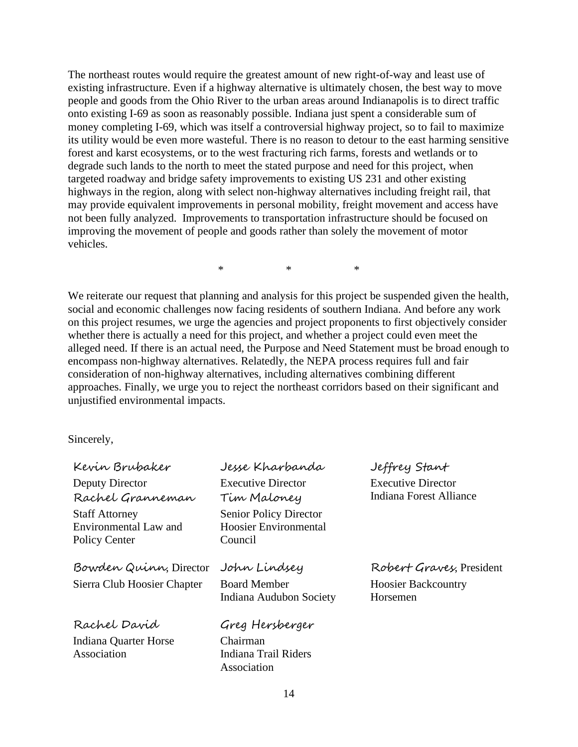The northeast routes would require the greatest amount of new right-of-way and least use of existing infrastructure. Even if a highway alternative is ultimately chosen, the best way to move people and goods from the Ohio River to the urban areas around Indianapolis is to direct traffic onto existing I-69 as soon as reasonably possible. Indiana just spent a considerable sum of money completing I-69, which was itself a controversial highway project, so to fail to maximize its utility would be even more wasteful. There is no reason to detour to the east harming sensitive forest and karst ecosystems, or to the west fracturing rich farms, forests and wetlands or to degrade such lands to the north to meet the stated purpose and need for this project, when targeted roadway and bridge safety improvements to existing US 231 and other existing highways in the region, along with select non-highway alternatives including freight rail, that may provide equivalent improvements in personal mobility, freight movement and access have not been fully analyzed. Improvements to transportation infrastructure should be focused on improving the movement of people and goods rather than solely the movement of motor vehicles.

\*　　　\*　　　\*

We reiterate our request that planning and analysis for this project be suspended given the health, social and economic challenges now facing residents of southern Indiana. And before any work on this project resumes, we urge the agencies and project proponents to first objectively consider whether there is actually a need for this project, and whether a project could even meet the alleged need. If there is an actual need, the Purpose and Need Statement must be broad enough to encompass non-highway alternatives. Relatedly, the NEPA process requires full and fair consideration of non-highway alternatives, including alternatives combining different approaches. Finally, we urge you to reject the northeast corridors based on their significant and unjustified environmental impacts.

Sincerely,

Kevin Brubaker
Deputy Director
Rachel Granneman
Staff Attorney
Environmental Law and Policy Center

Jesse Kharbanda
Executive Director
Tim Maloney
Senior Policy Director
Hoosier Environmental Council

Jeffrey Stant
Executive Director
Indiana Forest Alliance

Bowden Quinn, Director
Sierra Club Hoosier Chapter

John Lindsey
Board Member
Indiana Audubon Society

Robert Graves, President
Hoosier Backcountry Horsemen

Rachel David
Indiana Quarter Horse Association

Greg Hersberger
Chairman
Indiana Trail Riders Association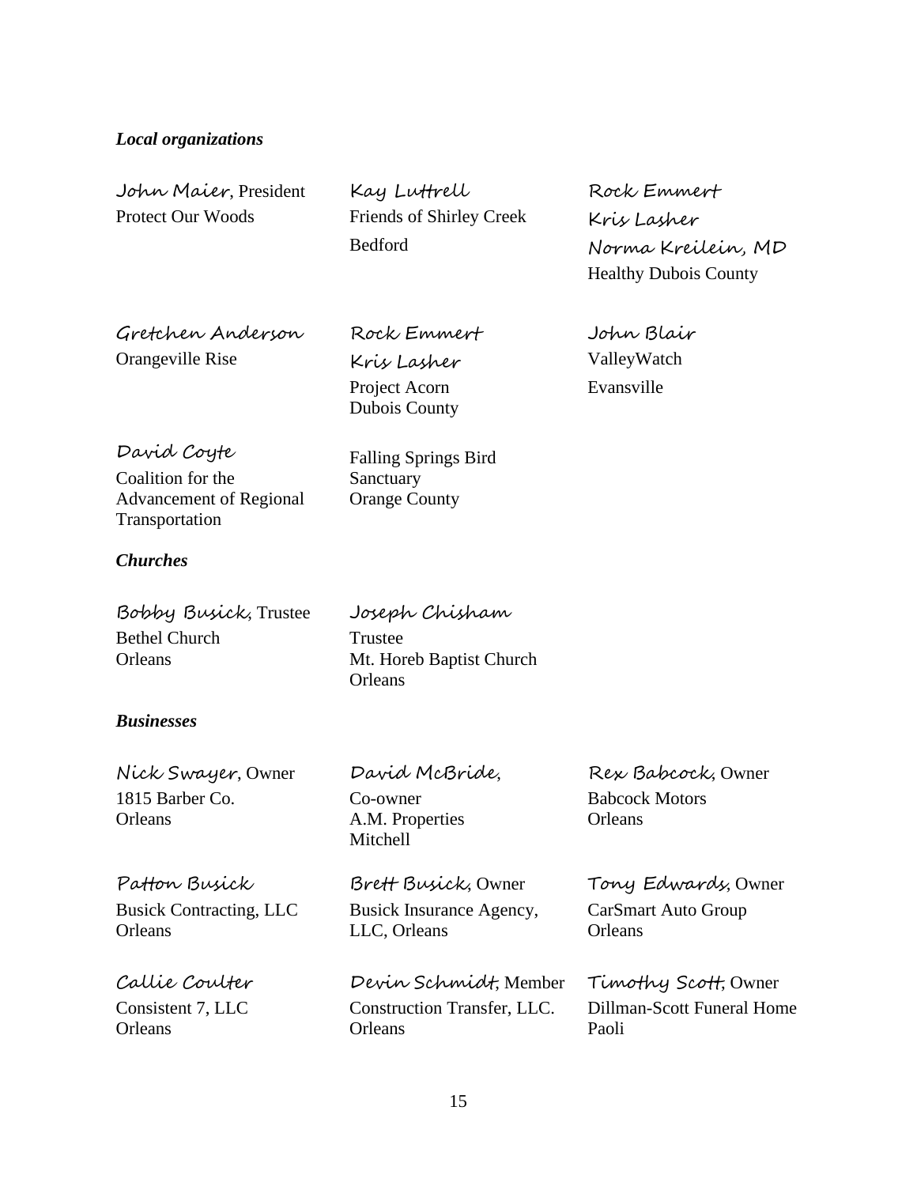***Local organizations***

John Maier, President
Protect Our Woods

Kay Luttrell
Friends of Shirley Creek
Bedford

Rock Emmert
Kris Lasher
Norma Kreilein, MD
Healthy Dubois County

Gretchen Anderson
Orangeville Rise

Rock Emmert
Kris Lasher
Project Acorn
Dubois County

John Blair
ValleyWatch
Evansville

David Coyte
Coalition for the Advancement of Regional Transportation

Falling Springs Bird Sanctuary
Orange County

***Churches***

Bobby Busick, Trustee
Bethel Church
Orleans

Joseph Chisham
Trustee
Mt. Horeb Baptist Church
Orleans

***Businesses***

Nick Swayer, Owner
1815 Barber Co.
Orleans

David McBride,
Co-owner
A.M. Properties
Mitchell

Rex Babcock, Owner
Babcock Motors
Orleans

Patton Busick
Busick Contracting, LLC
Orleans

Brett Busick, Owner
Busick Insurance Agency, LLC, Orleans

Tony Edwards, Owner
CarSmart Auto Group
Orleans

Callie Coulter
Consistent 7, LLC
Orleans

Devin Schmidt, Member
Construction Transfer, LLC.
Orleans

Timothy Scott, Owner
Dillman-Scott Funeral Home
Paoli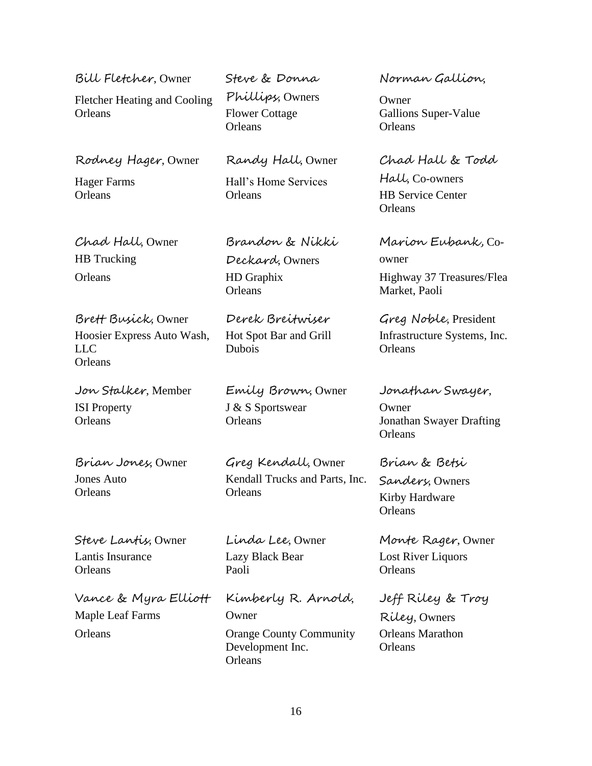Bill Fletcher, Owner
Fletcher Heating and Cooling
Orleans

Steve & Donna Phillips, Owners
Flower Cottage
Orleans

Norman Gallion, Owner
Gallions Super-Value
Orleans

Rodney Hager, Owner
Hager Farms
Orleans

Randy Hall, Owner
Hall's Home Services
Orleans

Chad Hall & Todd Hall, Co-owners
HB Service Center
Orleans

Chad Hall, Owner
HB Trucking
Orleans

Brandon & Nikki Deckard, Owners
HD Graphix
Orleans

Marion Eubank, Co-owner
Highway 37 Treasures/Flea Market, Paoli

Brett Busick, Owner
Hoosier Express Auto Wash, LLC
Orleans

Derek Breitwiser
Hot Spot Bar and Grill
Dubois

Greg Noble, President
Infrastructure Systems, Inc.
Orleans

Jon Stalker, Member
ISI Property
Orleans

Emily Brown, Owner
J & S Sportswear
Orleans

Jonathan Swayer, Owner
Jonathan Swayer Drafting
Orleans

Brian Jones, Owner
Jones Auto
Orleans

Greg Kendall, Owner
Kendall Trucks and Parts, Inc.
Orleans

Brian & Betsi Sanders, Owners
Kirby Hardware
Orleans

Steve Lantis, Owner
Lantis Insurance
Orleans

Linda Lee, Owner
Lazy Black Bear
Paoli

Monte Rager, Owner
Lost River Liquors
Orleans

Vance & Myra Elliott
Maple Leaf Farms
Orleans

Kimberly R. Arnold, Owner
Orange County Community Development Inc.
Orleans

Jeff Riley & Troy Riley, Owners
Orleans Marathon
Orleans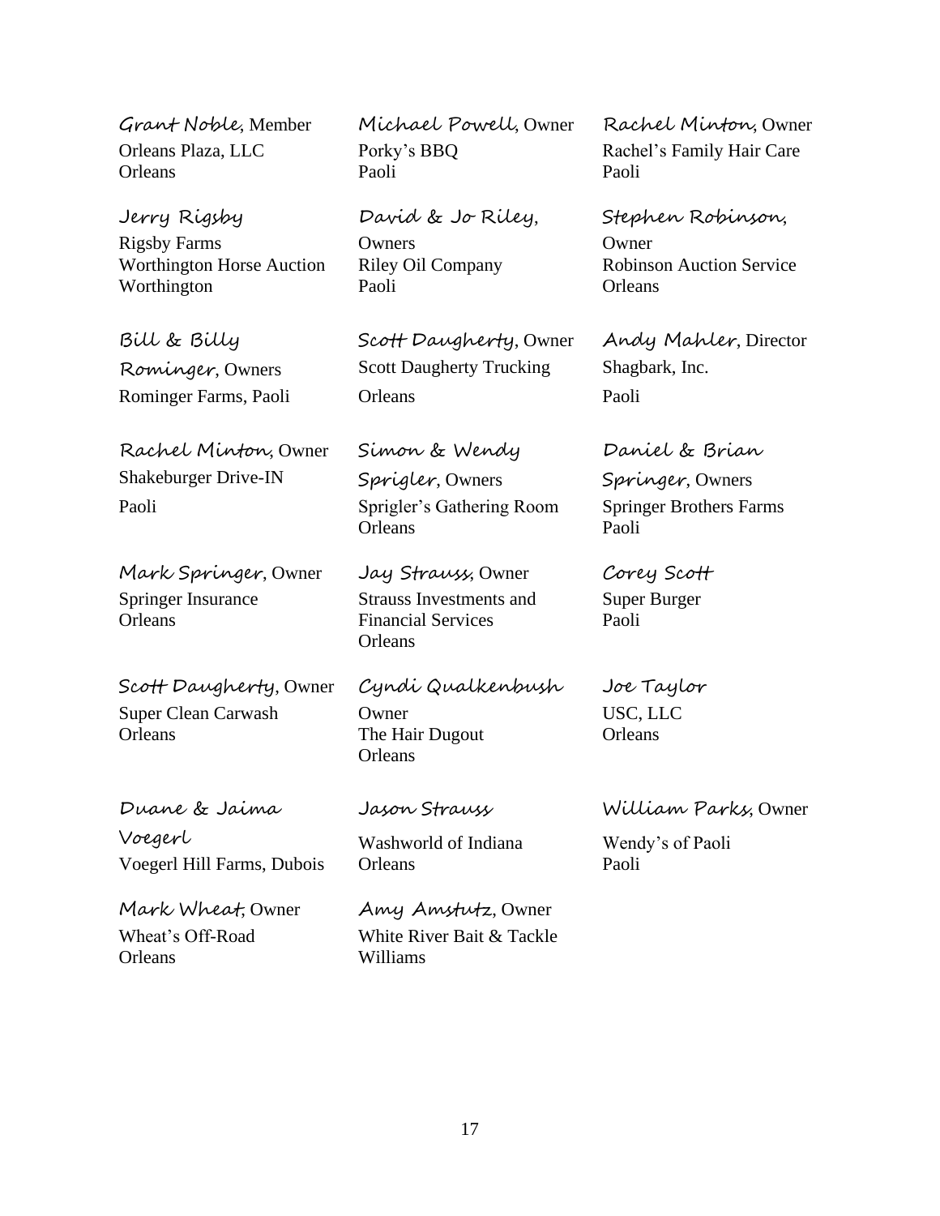*Grant Noble*, Member
Orleans Plaza, LLC
Orleans

*Michael Powell*, Owner
Porky's BBQ
Paoli

*Rachel Minton*, Owner
Rachel's Family Hair Care
Paoli

*Jerry Rigsby*
Rigsby Farms
Worthington Horse Auction
Worthington

*David & Jo Riley*,
Owners
Riley Oil Company
Paoli

*Stephen Robinson*,
Owner
Robinson Auction Service
Orleans

*Bill & Billy Rominger*, Owners
Rominger Farms, Paoli

*Scott Daugherty*, Owner
Scott Daugherty Trucking
Orleans

*Andy Mahler*, Director
Shagbark, Inc.
Paoli

*Rachel Minton*, Owner
Shakeburger Drive-IN
Paoli

*Simon & Wendy Sprigler*, Owners
Sprigler's Gathering Room
Orleans

*Daniel & Brian Springer*, Owners
Springer Brothers Farms
Paoli

*Mark Springer*, Owner
Springer Insurance
Orleans

*Jay Strauss*, Owner
Strauss Investments and
Financial Services
Orleans

*Corey Scott*
Super Burger
Paoli

*Scott Daugherty*, Owner
Super Clean Carwash
Orleans

*Cyndi Qualkenbush*
Owner
The Hair Dugout
Orleans

*Joe Taylor*
USC, LLC
Orleans

*Duane & Jaima Voegerl*
Voegerl Hill Farms, Dubois

*Jason Strauss*
Washworld of Indiana
Orleans

*William Parks*, Owner
Wendy's of Paoli
Paoli

*Mark Wheat*, Owner
Wheat's Off-Road
Orleans

*Amy Amstutz*, Owner
White River Bait & Tackle
Williams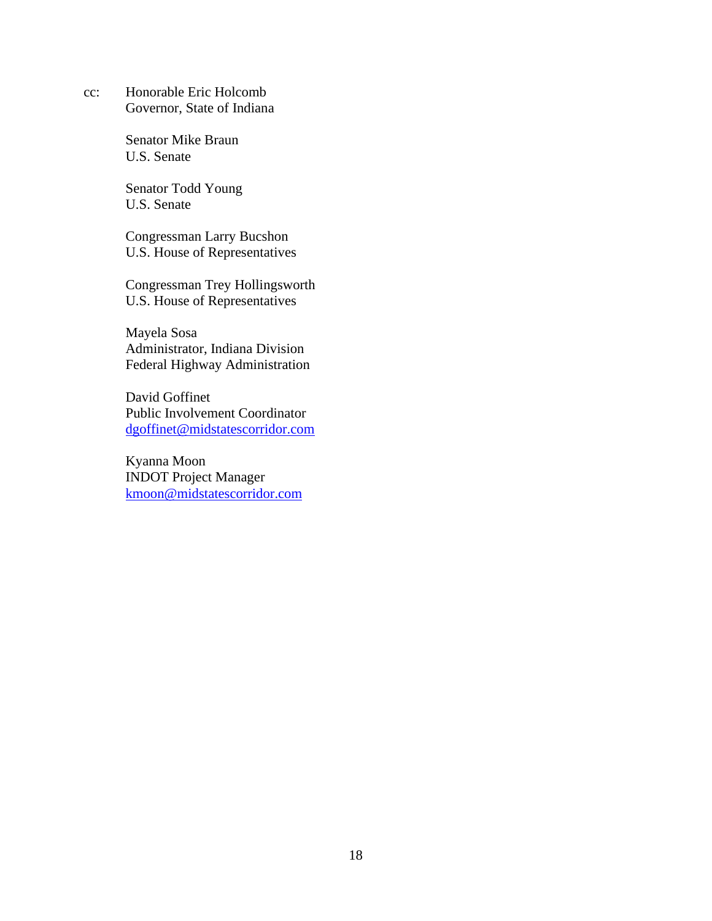cc: Honorable Eric Holcomb
Governor, State of Indiana

Senator Mike Braun
U.S. Senate

Senator Todd Young
U.S. Senate

Congressman Larry Bucshon
U.S. House of Representatives

Congressman Trey Hollingsworth
U.S. House of Representatives

Mayela Sosa
Administrator, Indiana Division
Federal Highway Administration

David Goffinet
Public Involvement Coordinator
dgoffinet@midstatescorridor.com

Kyanna Moon
INDOT Project Manager
kmoon@midstatescorridor.com